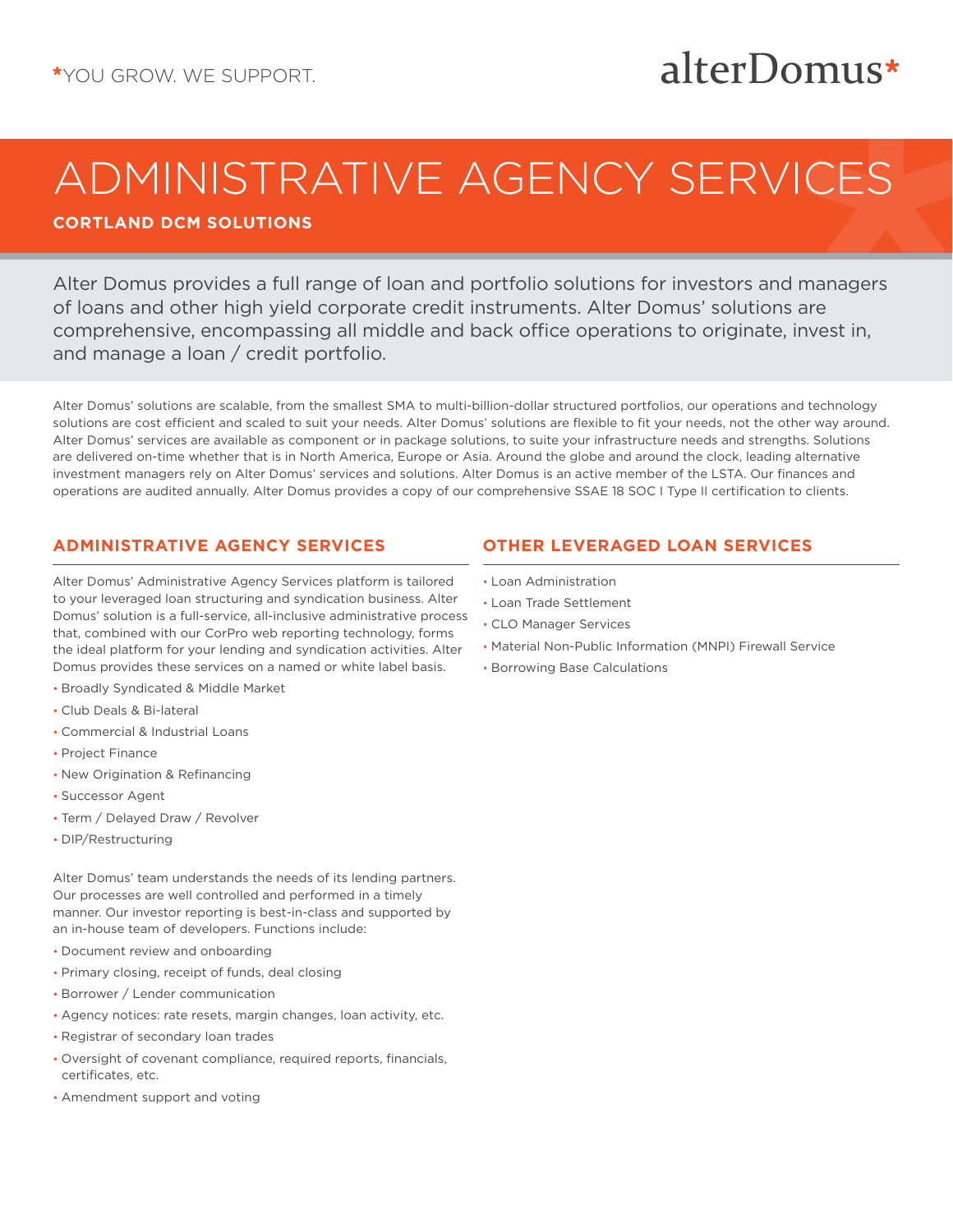*YOU GROW. WE SUPPORT.

alterDomus*

# ADMINISTRATIVE AGENCY SERVICES

**CORTLAND DCM SOLUTIONS**

Alter Domus provides a full range of loan and portfolio solutions for investors and managers of loans and other high yield corporate credit instruments. Alter Domus' solutions are comprehensive, encompassing all middle and back office operations to originate, invest in, and manage a loan / credit portfolio.

Alter Domus' solutions are scalable, from the smallest SMA to multi-billion-dollar structured portfolios, our operations and technology solutions are cost efficient and scaled to suit your needs. Alter Domus' solutions are flexible to fit your needs, not the other way around. Alter Domus' services are available as component or in package solutions, to suite your infrastructure needs and strengths. Solutions are delivered on-time whether that is in North America, Europe or Asia. Around the globe and around the clock, leading alternative investment managers rely on Alter Domus' services and solutions. Alter Domus is an active member of the LSTA. Our finances and operations are audited annually. Alter Domus provides a copy of our comprehensive SSAE 18 SOC I Type II certification to clients.

## ADMINISTRATIVE AGENCY SERVICES

Alter Domus' Administrative Agency Services platform is tailored to your leveraged loan structuring and syndication business. Alter Domus' solution is a full-service, all-inclusive administrative process that, combined with our CorPro web reporting technology, forms the ideal platform for your lending and syndication activities. Alter Domus provides these services on a named or white label basis.

- Broadly Syndicated & Middle Market
- Club Deals & Bi-lateral
- Commercial & Industrial Loans
- Project Finance
- New Origination & Refinancing
- Successor Agent
- Term / Delayed Draw / Revolver
- DIP/Restructuring

Alter Domus' team understands the needs of its lending partners. Our processes are well controlled and performed in a timely manner. Our investor reporting is best-in-class and supported by an in-house team of developers. Functions include:

- Document review and onboarding
- Primary closing, receipt of funds, deal closing
- Borrower / Lender communication
- Agency notices: rate resets, margin changes, loan activity, etc.
- Registrar of secondary loan trades
- Oversight of covenant compliance, required reports, financials, certificates, etc.
- Amendment support and voting

## OTHER LEVERAGED LOAN SERVICES

- Loan Administration
- Loan Trade Settlement
- CLO Manager Services
- Material Non-Public Information (MNPI) Firewall Service
- Borrowing Base Calculations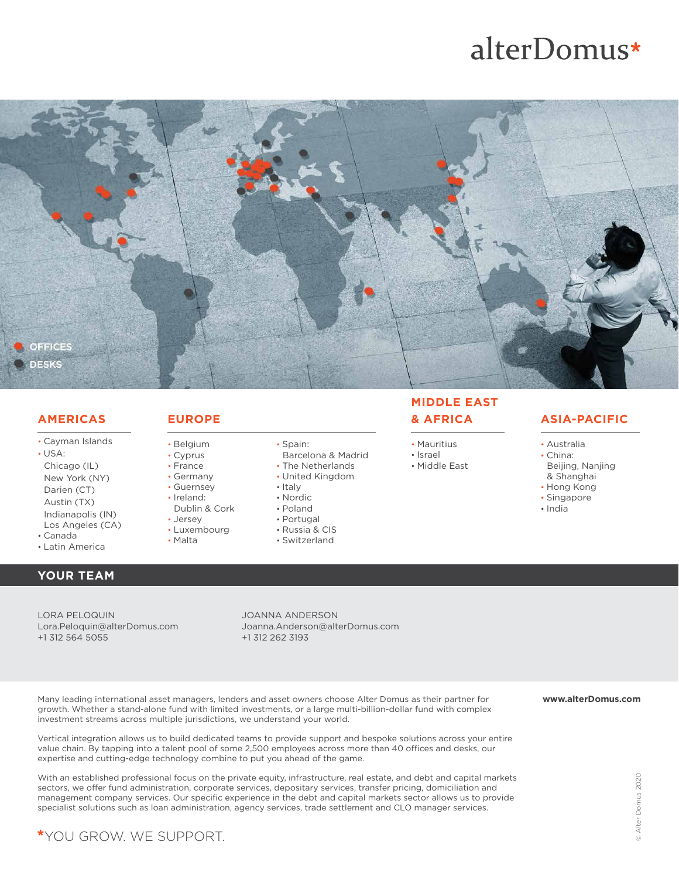alterDomus*

OFFICES

DESKS

## AMERICAS

- Cayman Islands
- USA:
  Chicago (IL)
  New York (NY)
  Darien (CT)
  Austin (TX)
  Indianapolis (IN)
  Los Angeles (CA)
- Canada
- Latin America

## EUROPE

- Belgium
- Cyprus
- France
- Germany
- Guernsey
- Ireland:
  Dublin & Cork
- Jersey
- Luxembourg
- Malta
- Spain:
  Barcelona & Madrid
- The Netherlands
- United Kingdom
- Italy
- Nordic
- Poland
- Portugal
- Russia & CIS
- Switzerland

## MIDDLE EAST & AFRICA

- Mauritius
- Israel
- Middle East

## ASIA-PACIFIC

- Australia
- China:
  Beijing, Nanjing
  & Shanghai
- Hong Kong
- Singapore
- India

## YOUR TEAM

LORA PELOQUIN
Lora.Peloquin@alterDomus.com
+1 312 564 5055

JOANNA ANDERSON
Joanna.Anderson@alterDomus.com
+1 312 262 3193

Many leading international asset managers, lenders and asset owners choose Alter Domus as their partner for growth. Whether a stand-alone fund with limited investments, or a large multi-billion-dollar fund with complex investment streams across multiple jurisdictions, we understand your world.

Vertical integration allows us to build dedicated teams to provide support and bespoke solutions across your entire value chain. By tapping into a talent pool of some 2,500 employees across more than 40 offices and desks, our expertise and cutting-edge technology combine to put you ahead of the game.

With an established professional focus on the private equity, infrastructure, real estate, and debt and capital markets sectors, we offer fund administration, corporate services, depositary services, transfer pricing, domiciliation and management company services. Our specific experience in the debt and capital markets sector allows us to provide specialist solutions such as loan administration, agency services, trade settlement and CLO manager services.

**www.alterDomus.com**

*YOU GROW. WE SUPPORT.

© Alter Domus 2020